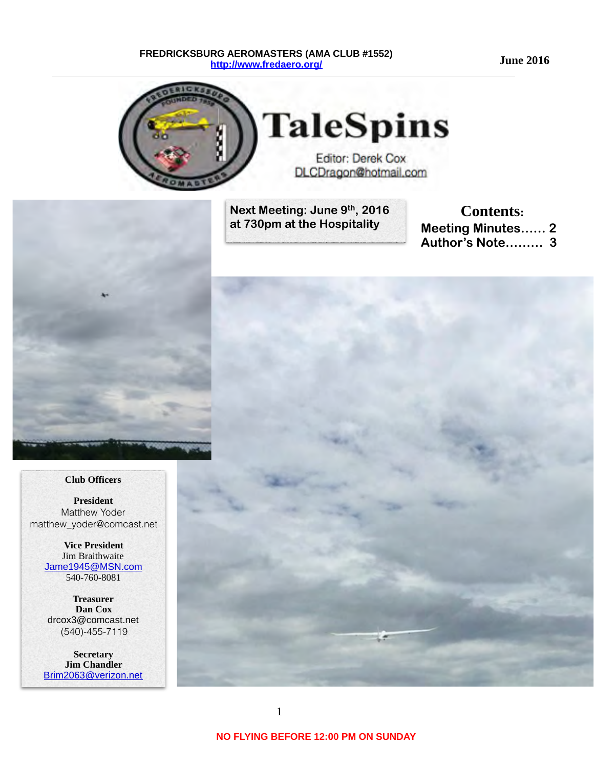FREDRICKSBURG AEROMASTERS (AMA CLUB #1552)
http://www.fredaero.org/

June 2016

# TaleSpins

Editor: Derek Cox
DLCDragon@hotmail.com

**Next Meeting: June 9th, 2016 at 730pm at the Hospitality**

## Contents:

**Meeting Minutes...... 2**
**Author's Note......... 3**

**Club Officers**

**President**
Matthew Yoder
matthew_yoder@comcast.net

**Vice President**
Jim Braithwaite
Jame1945@MSN.com
540-760-8081

**Treasurer**
**Dan Cox**
drcox3@comcast.net
(540)-455-7119

**Secretary**
**Jim Chandler**
Brim2063@verizon.net

NO FLYING BEFORE 12:00 PM ON SUNDAY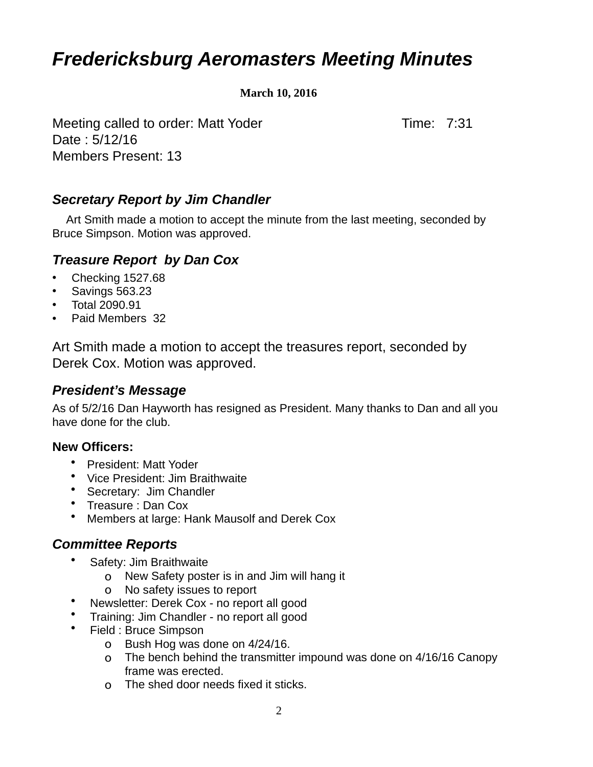# *Fredericksburg Aeromasters Meeting Minutes*

**March 10, 2016**

Meeting called to order: Matt Yoder Time: 7:31
Date : 5/12/16
Members Present: 13

### *Secretary Report by Jim Chandler*

Art Smith made a motion to accept the minute from the last meeting, seconded by Bruce Simpson. Motion was approved.

### *Treasure Report by Dan Cox*

- Checking 1527.68
- Savings 563.23
- Total 2090.91
- Paid Members 32

Art Smith made a motion to accept the treasures report, seconded by Derek Cox. Motion was approved.

### *President's Message*

As of 5/2/16 Dan Hayworth has resigned as President. Many thanks to Dan and all you have done for the club.

**New Officers:**

- President: Matt Yoder
- Vice President: Jim Braithwaite
- Secretary: Jim Chandler
- Treasure : Dan Cox
- Members at large: Hank Mausolf and Derek Cox

### *Committee Reports*

- Safety: Jim Braithwaite
  - New Safety poster is in and Jim will hang it
  - No safety issues to report
- Newsletter: Derek Cox - no report all good
- Training: Jim Chandler - no report all good
- Field : Bruce Simpson
  - Bush Hog was done on 4/24/16.
  - The bench behind the transmitter impound was done on 4/16/16 Canopy frame was erected.
  - The shed door needs fixed it sticks.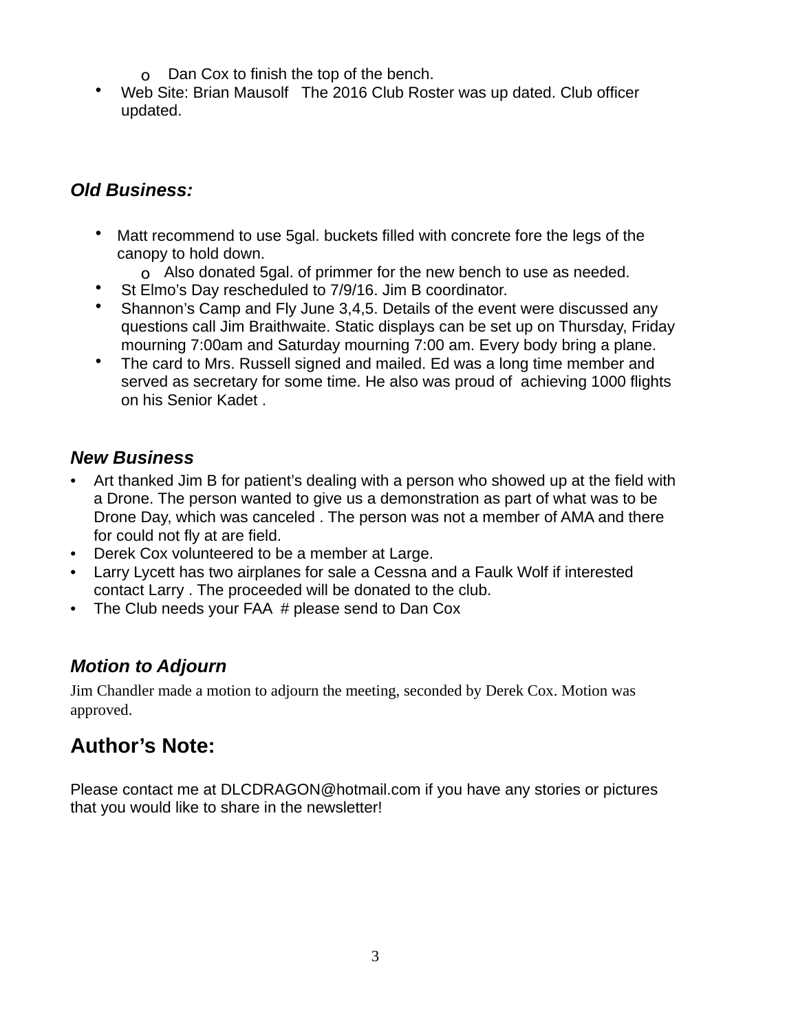- Dan Cox to finish the top of the bench.
- Web Site: Brian Mausolf The 2016 Club Roster was up dated. Club officer updated.

### *Old Business:*

- Matt recommend to use 5gal. buckets filled with concrete fore the legs of the canopy to hold down.
  - Also donated 5gal. of primmer for the new bench to use as needed.
- St Elmo's Day rescheduled to 7/9/16. Jim B coordinator.
- Shannon's Camp and Fly June 3,4,5. Details of the event were discussed any questions call Jim Braithwaite. Static displays can be set up on Thursday, Friday mourning 7:00am and Saturday mourning 7:00 am. Every body bring a plane.
- The card to Mrs. Russell signed and mailed. Ed was a long time member and served as secretary for some time. He also was proud of achieving 1000 flights on his Senior Kadet .

### *New Business*

- Art thanked Jim B for patient's dealing with a person who showed up at the field with a Drone. The person wanted to give us a demonstration as part of what was to be Drone Day, which was canceled . The person was not a member of AMA and there for could not fly at are field.
- Derek Cox volunteered to be a member at Large.
- Larry Lycett has two airplanes for sale a Cessna and a Faulk Wolf if interested contact Larry . The proceeded will be donated to the club.
- The Club needs your FAA # please send to Dan Cox

### *Motion to Adjourn*

Jim Chandler made a motion to adjourn the meeting, seconded by Derek Cox. Motion was approved.

## Author's Note:

Please contact me at DLCDRAGON@hotmail.com if you have any stories or pictures that you would like to share in the newsletter!